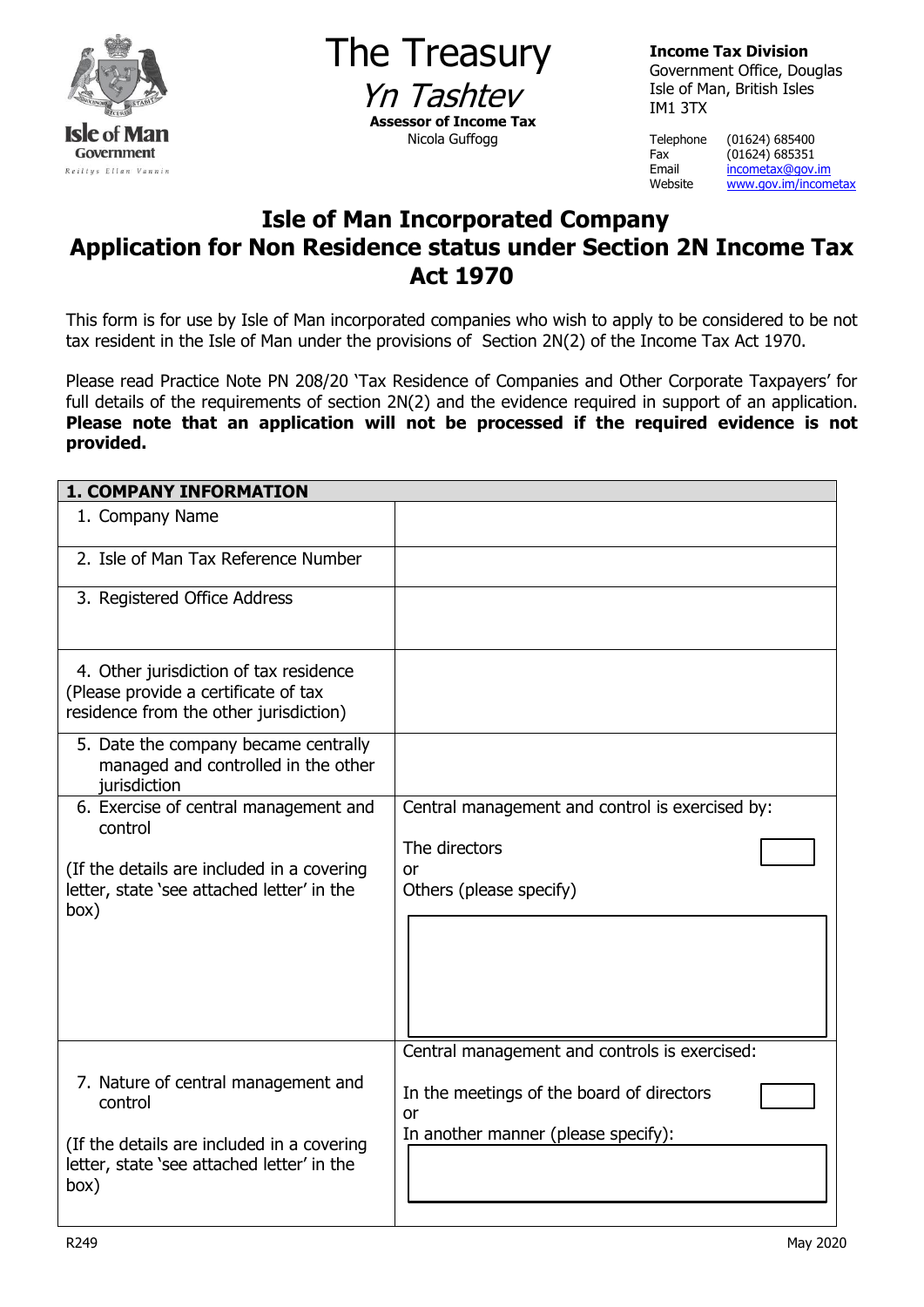The Treasury

*Yn Tashtev*

**Assessor of Income Tax**

Nicola Guffogg

**Income Tax Division**
Government Office, Douglas
Isle of Man, British Isles
IM1 3TX

Telephone (01624) 685400
Fax (01624) 685351
Email incometax@gov.im
Website www.gov.im/incometax

# Isle of Man Incorporated Company Application for Non Residence status under Section 2N Income Tax Act 1970

This form is for use by Isle of Man incorporated companies who wish to apply to be considered to be not tax resident in the Isle of Man under the provisions of Section 2N(2) of the Income Tax Act 1970.

Please read Practice Note PN 208/20 'Tax Residence of Companies and Other Corporate Taxpayers' for full details of the requirements of section 2N(2) and the evidence required in support of an application. **Please note that an application will not be processed if the required evidence is not provided.**

| **1. COMPANY INFORMATION** | |
|---|---|
| 1. Company Name | |
| 2. Isle of Man Tax Reference Number | |
| 3. Registered Office Address | |
| 4. Other jurisdiction of tax residence (Please provide a certificate of tax residence from the other jurisdiction) | |
| 5. Date the company became centrally managed and controlled in the other jurisdiction | |
| 6. Exercise of central management and control<br><br>(If the details are included in a covering letter, state 'see attached letter' in the box) | Central management and control is exercised by:<br><br>The directors ☐<br>or<br>Others (please specify) |
| 7. Nature of central management and control<br><br>(If the details are included in a covering letter, state 'see attached letter' in the box) | Central management and controls is exercised:<br><br>In the meetings of the board of directors ☐<br>or<br>In another manner (please specify): |

R249 May 2020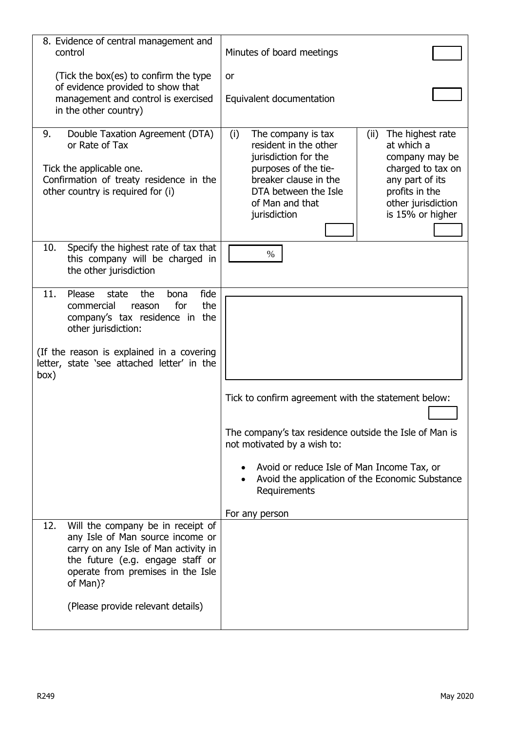| | | |
|---|---|---|
| 8. Evidence of central management and control<br><br>(Tick the box(es) to confirm the type of evidence provided to show that management and control is exercised in the other country) | Minutes of board meetings ☐<br><br>or<br><br>Equivalent documentation ☐ | |
| 9. Double Taxation Agreement (DTA) or Rate of Tax<br><br>Tick the applicable one.<br>Confirmation of treaty residence in the other country is required for (i) | (i) The company is tax resident in the other jurisdiction for the purposes of the tie-breaker clause in the DTA between the Isle of Man and that jurisdiction ☐ | (ii) The highest rate at which a company may be charged to tax on any part of its profits in the other jurisdiction is 15% or higher ☐ |
| 10. Specify the highest rate of tax that this company will be charged in the other jurisdiction | % | |
| 11. Please state the bona fide commercial reason for the company's tax residence in the other jurisdiction:<br><br>(If the reason is explained in a covering letter, state 'see attached letter' in the box) | Tick to confirm agreement with the statement below: ☐<br><br>The company's tax residence outside the Isle of Man is not motivated by a wish to:<br><br>• Avoid or reduce Isle of Man Income Tax, or<br>• Avoid the application of the Economic Substance Requirements<br><br>For any person | |
| 12. Will the company be in receipt of any Isle of Man source income or carry on any Isle of Man activity in the future (e.g. engage staff or operate from premises in the Isle of Man)?<br><br>(Please provide relevant details) | | |

R249 May 2020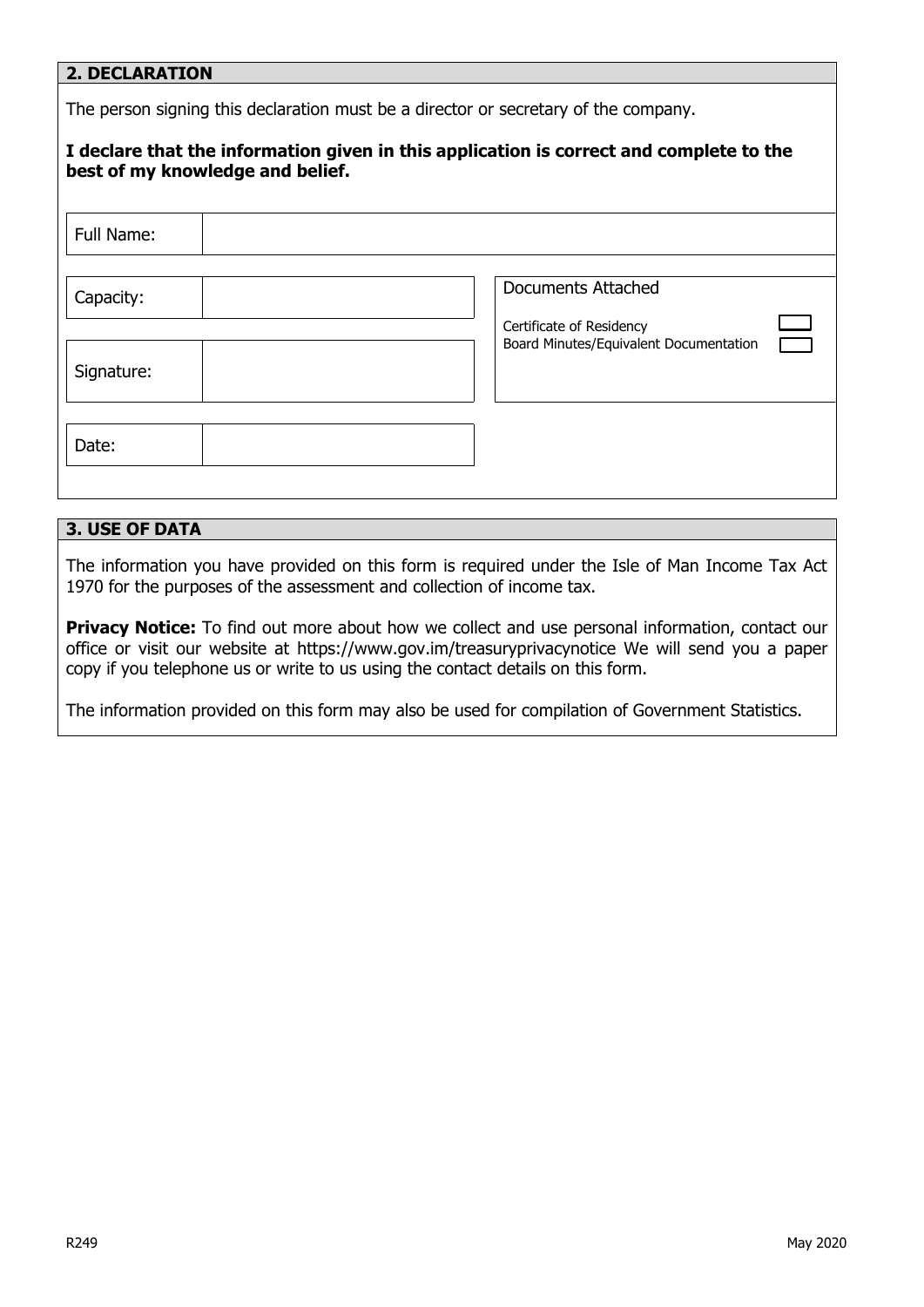## 2. DECLARATION

The person signing this declaration must be a director or secretary of the company.

**I declare that the information given in this application is correct and complete to the best of my knowledge and belief.**

| Full Name: | |
|---|---|

| Capacity: | | Documents Attached |
|---|---|---|
| Signature: | | Certificate of Residency ☐<br>Board Minutes/Equivalent Documentation ☐ |
| Date: | | |

## 3. USE OF DATA

The information you have provided on this form is required under the Isle of Man Income Tax Act 1970 for the purposes of the assessment and collection of income tax.

**Privacy Notice:** To find out more about how we collect and use personal information, contact our office or visit our website at https://www.gov.im/treasuryprivacynotice We will send you a paper copy if you telephone us or write to us using the contact details on this form.

The information provided on this form may also be used for compilation of Government Statistics.

R249 May 2020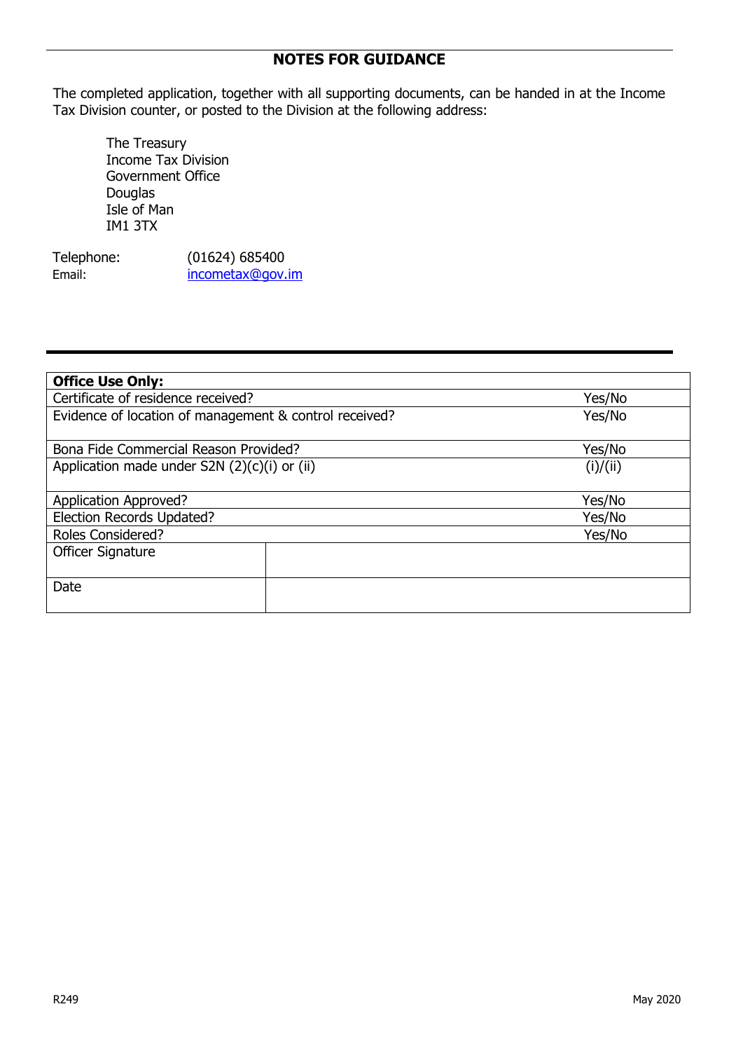## NOTES FOR GUIDANCE

The completed application, together with all supporting documents, can be handed in at the Income Tax Division counter, or posted to the Division at the following address:

The Treasury
Income Tax Division
Government Office
Douglas
Isle of Man
IM1 3TX

Telephone: (01624) 685400
Email: incometax@gov.im

| **Office Use Only:** | |
|---|---|
| Certificate of residence received? | Yes/No |
| Evidence of location of management & control received? | Yes/No |
| Bona Fide Commercial Reason Provided? | Yes/No |
| Application made under S2N (2)(c)(i) or (ii) | (i)/(ii) |
| Application Approved? | Yes/No |
| Election Records Updated? | Yes/No |
| Roles Considered? | Yes/No |
| Officer Signature | |
| Date | |

R249 May 2020